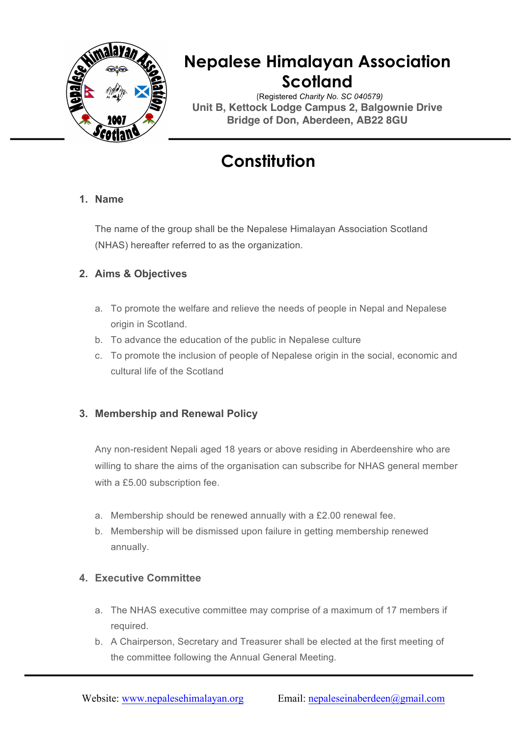# Nepalese Himalayan Association Scotland

(Registered *Charity No. SC 040579)*

**Unit B, Kettock Lodge Campus 2, Balgownie Drive**
**Bridge of Don, Aberdeen, AB22 8GU**

## Constitution

### 1. Name

The name of the group shall be the Nepalese Himalayan Association Scotland (NHAS) hereafter referred to as the organization.

### 2. Aims & Objectives

a. To promote the welfare and relieve the needs of people in Nepal and Nepalese origin in Scotland.
b. To advance the education of the public in Nepalese culture
c. To promote the inclusion of people of Nepalese origin in the social, economic and cultural life of the Scotland

### 3. Membership and Renewal Policy

Any non-resident Nepali aged 18 years or above residing in Aberdeenshire who are willing to share the aims of the organisation can subscribe for NHAS general member with a £5.00 subscription fee.

a. Membership should be renewed annually with a £2.00 renewal fee.
b. Membership will be dismissed upon failure in getting membership renewed annually.

### 4. Executive Committee

a. The NHAS executive committee may comprise of a maximum of 17 members if required.
b. A Chairperson, Secretary and Treasurer shall be elected at the first meeting of the committee following the Annual General Meeting.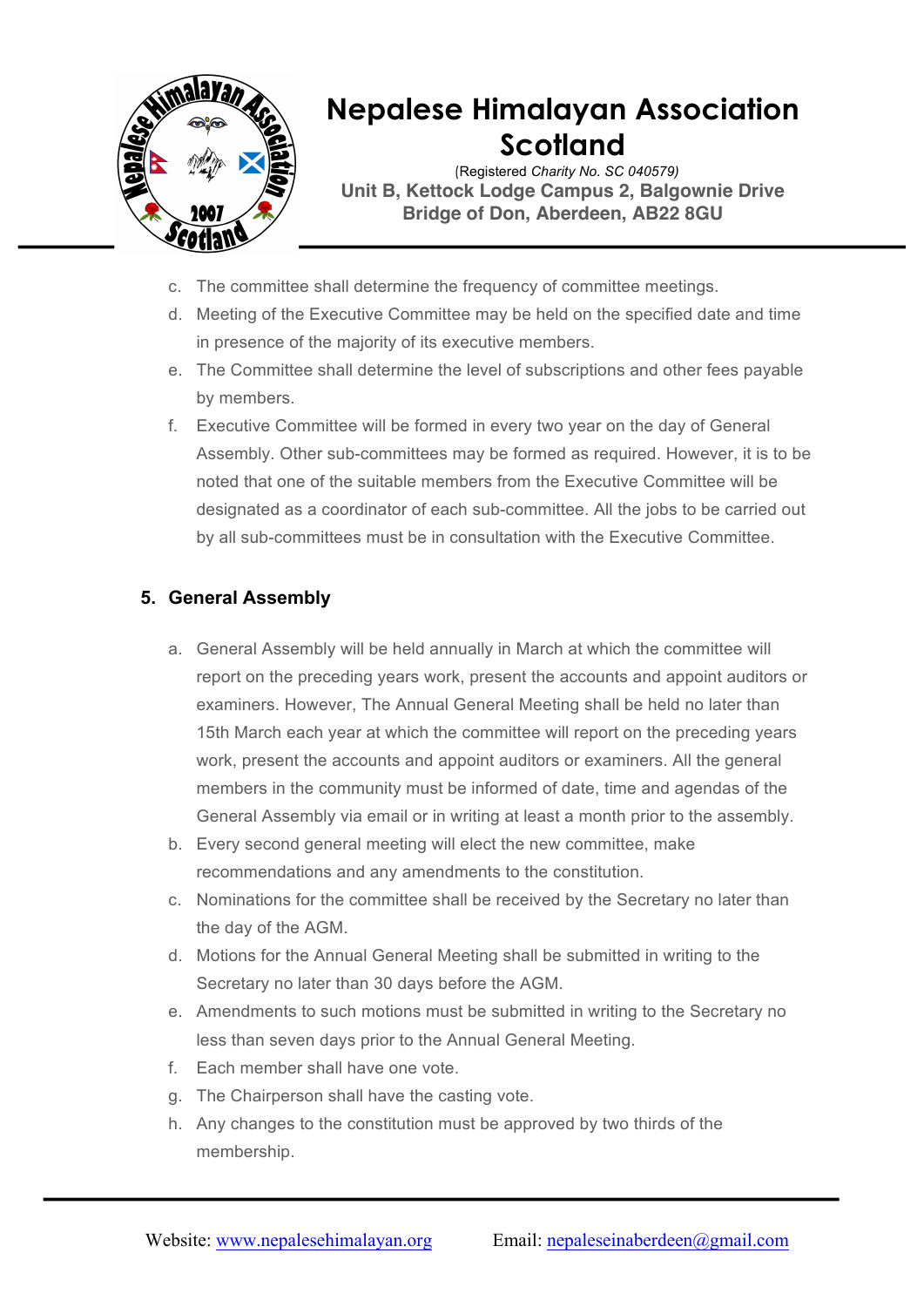c. The committee shall determine the frequency of committee meetings.
d. Meeting of the Executive Committee may be held on the specified date and time in presence of the majority of its executive members.
e. The Committee shall determine the level of subscriptions and other fees payable by members.
f. Executive Committee will be formed in every two year on the day of General Assembly. Other sub-committees may be formed as required. However, it is to be noted that one of the suitable members from the Executive Committee will be designated as a coordinator of each sub-committee. All the jobs to be carried out by all sub-committees must be in consultation with the Executive Committee.

## 5. General Assembly

a. General Assembly will be held annually in March at which the committee will report on the preceding years work, present the accounts and appoint auditors or examiners. However, The Annual General Meeting shall be held no later than 15th March each year at which the committee will report on the preceding years work, present the accounts and appoint auditors or examiners. All the general members in the community must be informed of date, time and agendas of the General Assembly via email or in writing at least a month prior to the assembly.
b. Every second general meeting will elect the new committee, make recommendations and any amendments to the constitution.
c. Nominations for the committee shall be received by the Secretary no later than the day of the AGM.
d. Motions for the Annual General Meeting shall be submitted in writing to the Secretary no later than 30 days before the AGM.
e. Amendments to such motions must be submitted in writing to the Secretary no less than seven days prior to the Annual General Meeting.
f. Each member shall have one vote.
g. The Chairperson shall have the casting vote.
h. Any changes to the constitution must be approved by two thirds of the membership.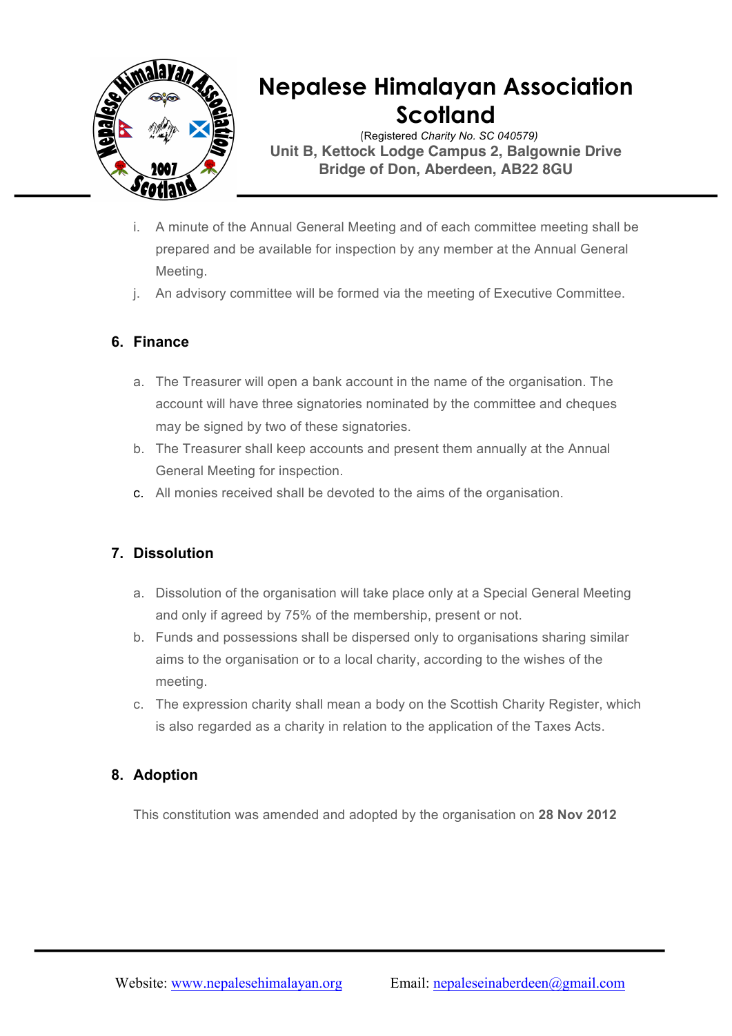i. A minute of the Annual General Meeting and of each committee meeting shall be prepared and be available for inspection by any member at the Annual General Meeting.

j. An advisory committee will be formed via the meeting of Executive Committee.

## 6. Finance

a. The Treasurer will open a bank account in the name of the organisation. The account will have three signatories nominated by the committee and cheques may be signed by two of these signatories.

b. The Treasurer shall keep accounts and present them annually at the Annual General Meeting for inspection.

c. All monies received shall be devoted to the aims of the organisation.

## 7. Dissolution

a. Dissolution of the organisation will take place only at a Special General Meeting and only if agreed by 75% of the membership, present or not.

b. Funds and possessions shall be dispersed only to organisations sharing similar aims to the organisation or to a local charity, according to the wishes of the meeting.

c. The expression charity shall mean a body on the Scottish Charity Register, which is also regarded as a charity in relation to the application of the Taxes Acts.

## 8. Adoption

This constitution was amended and adopted by the organisation on **28 Nov 2012**